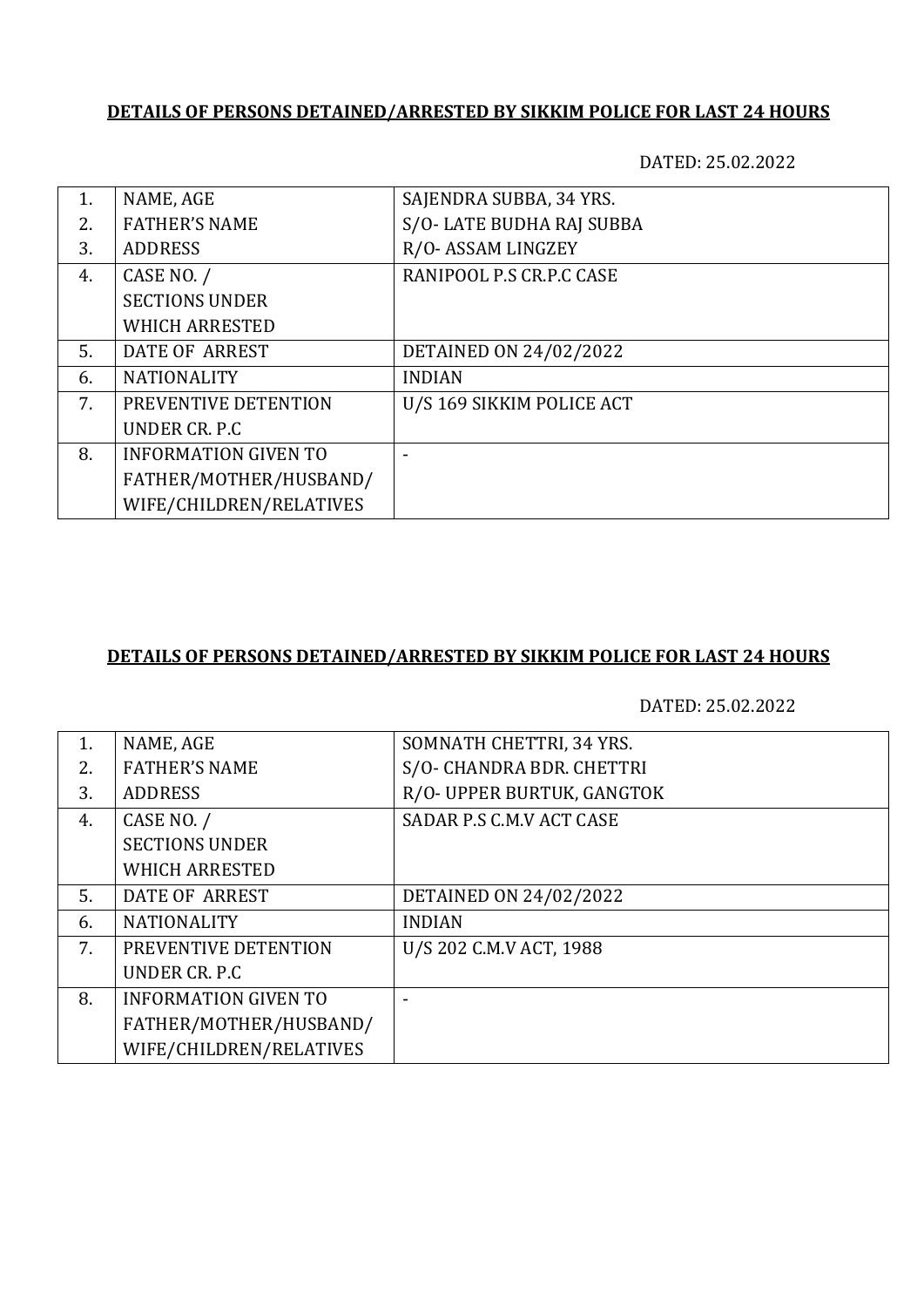**DETAILS OF PERSONS DETAINED/ARRESTED BY SIKKIM POLICE FOR LAST 24 HOURS**

DATED: 25.02.2022

| | | |
|---|---|---|
| 1. | NAME, AGE | SAJENDRA SUBBA, 34 YRS. |
| 2. | FATHER'S NAME | S/O- LATE BUDHA RAJ SUBBA |
| 3. | ADDRESS | R/O- ASSAM LINGZEY |
| 4. | CASE NO. / SECTIONS UNDER WHICH ARRESTED | RANIPOOL P.S CR.P.C CASE |
| 5. | DATE OF ARREST | DETAINED ON 24/02/2022 |
| 6. | NATIONALITY | INDIAN |
| 7. | PREVENTIVE DETENTION UNDER CR. P.C | U/S 169 SIKKIM POLICE ACT |
| 8. | INFORMATION GIVEN TO FATHER/MOTHER/HUSBAND/ WIFE/CHILDREN/RELATIVES | - |

**DETAILS OF PERSONS DETAINED/ARRESTED BY SIKKIM POLICE FOR LAST 24 HOURS**

DATED: 25.02.2022

| | | |
|---|---|---|
| 1. | NAME, AGE | SOMNATH CHETTRI, 34 YRS. |
| 2. | FATHER'S NAME | S/O- CHANDRA BDR. CHETTRI |
| 3. | ADDRESS | R/O- UPPER BURTUK, GANGTOK |
| 4. | CASE NO. / SECTIONS UNDER WHICH ARRESTED | SADAR P.S C.M.V ACT CASE |
| 5. | DATE OF ARREST | DETAINED ON 24/02/2022 |
| 6. | NATIONALITY | INDIAN |
| 7. | PREVENTIVE DETENTION UNDER CR. P.C | U/S 202 C.M.V ACT, 1988 |
| 8. | INFORMATION GIVEN TO FATHER/MOTHER/HUSBAND/ WIFE/CHILDREN/RELATIVES | - |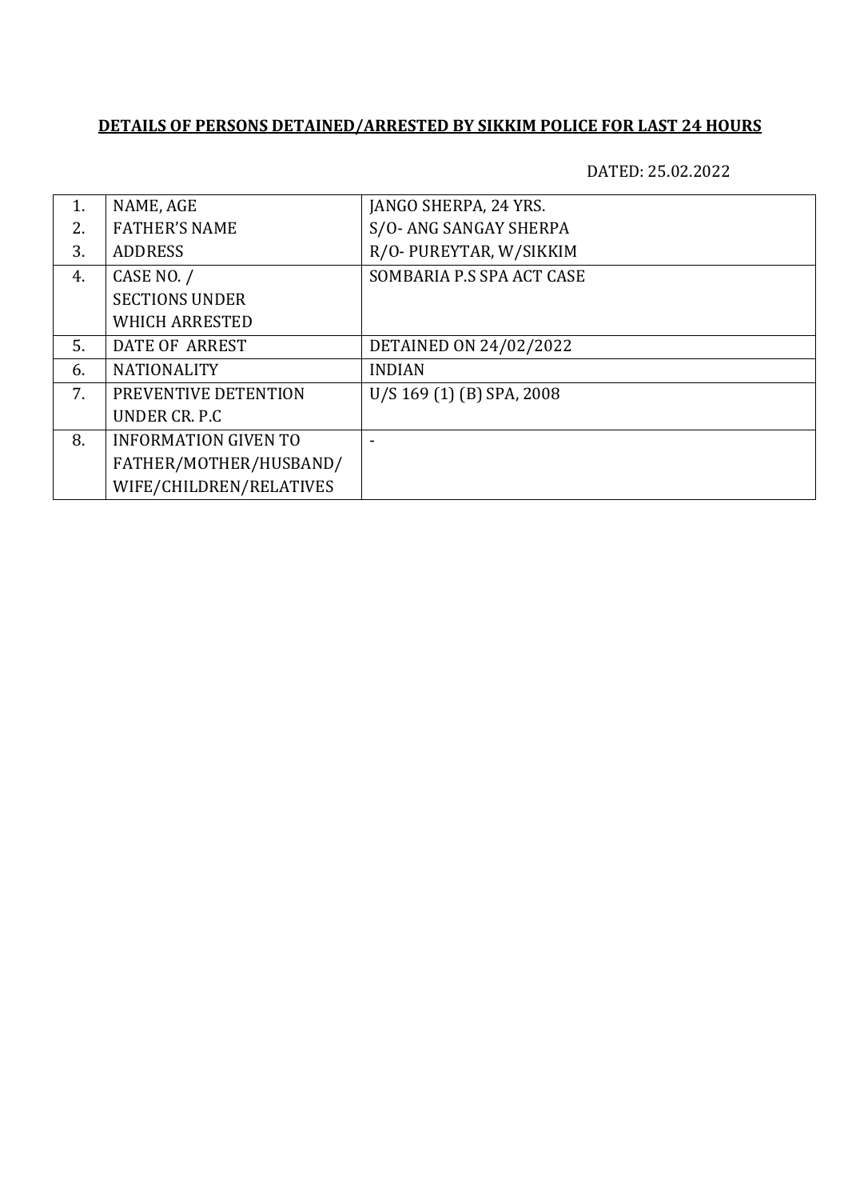**DETAILS OF PERSONS DETAINED/ARRESTED BY SIKKIM POLICE FOR LAST 24 HOURS**

DATED: 25.02.2022

| | | |
|---|---|---|
| 1.<br>2.<br>3. | NAME, AGE<br>FATHER'S NAME<br>ADDRESS | JANGO SHERPA, 24 YRS.<br>S/O- ANG SANGAY SHERPA<br>R/O- PUREYTAR, W/SIKKIM |
| 4. | CASE NO. /<br>SECTIONS UNDER<br>WHICH ARRESTED | SOMBARIA P.S SPA ACT CASE |
| 5. | DATE OF ARREST | DETAINED ON 24/02/2022 |
| 6. | NATIONALITY | INDIAN |
| 7. | PREVENTIVE DETENTION<br>UNDER CR. P.C | U/S 169 (1) (B) SPA, 2008 |
| 8. | INFORMATION GIVEN TO<br>FATHER/MOTHER/HUSBAND/<br>WIFE/CHILDREN/RELATIVES | - |